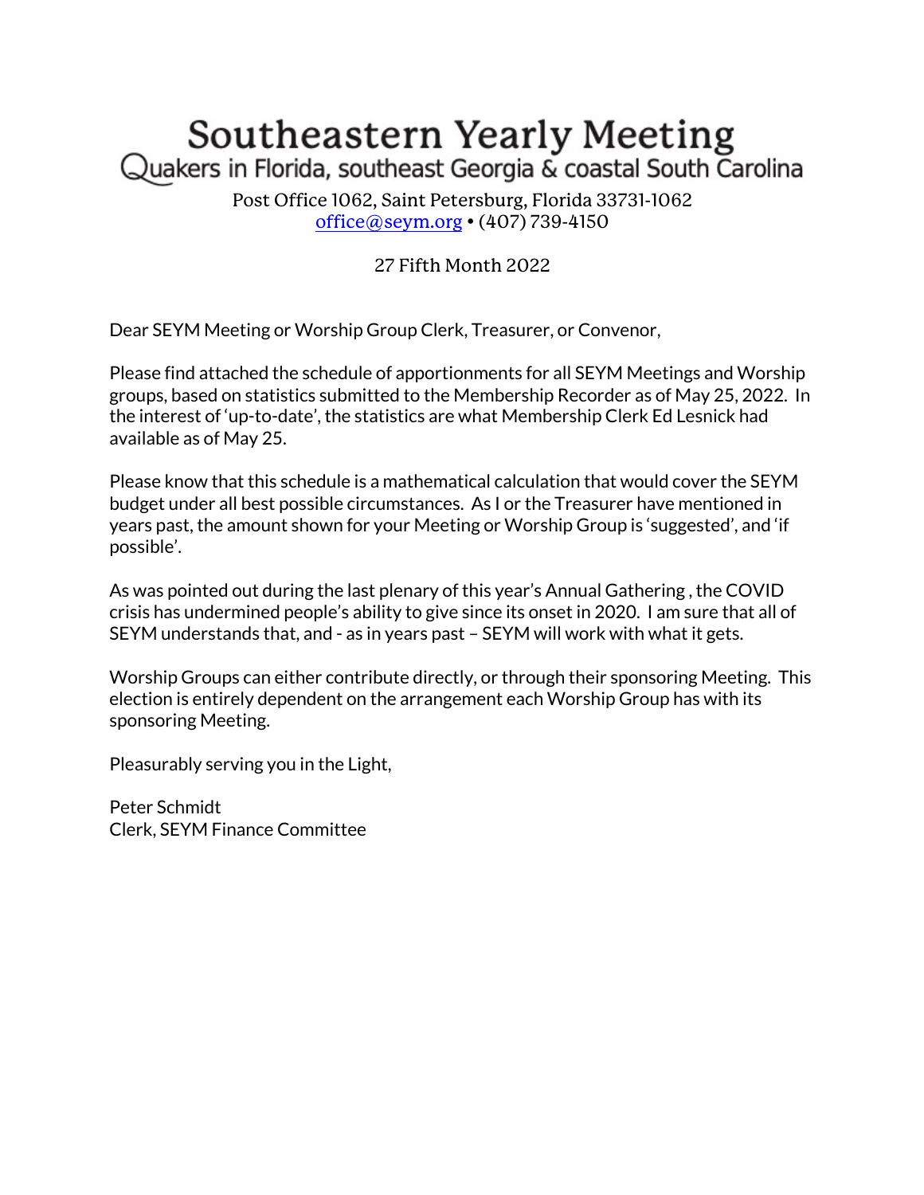# Southeastern Yearly Meeting

Quakers in Florida, southeast Georgia & coastal South Carolina

Post Office 1062, Saint Petersburg, Florida 33731-1062
office@seym.org • (407) 739-4150

27 Fifth Month 2022

Dear SEYM Meeting or Worship Group Clerk, Treasurer, or Convenor,

Please find attached the schedule of apportionments for all SEYM Meetings and Worship groups, based on statistics submitted to the Membership Recorder as of May 25, 2022. In the interest of 'up-to-date', the statistics are what Membership Clerk Ed Lesnick had available as of May 25.

Please know that this schedule is a mathematical calculation that would cover the SEYM budget under all best possible circumstances. As I or the Treasurer have mentioned in years past, the amount shown for your Meeting or Worship Group is 'suggested', and 'if possible'.

As was pointed out during the last plenary of this year's Annual Gathering , the COVID crisis has undermined people's ability to give since its onset in 2020. I am sure that all of SEYM understands that, and - as in years past – SEYM will work with what it gets.

Worship Groups can either contribute directly, or through their sponsoring Meeting. This election is entirely dependent on the arrangement each Worship Group has with its sponsoring Meeting.

Pleasurably serving you in the Light,

Peter Schmidt
Clerk, SEYM Finance Committee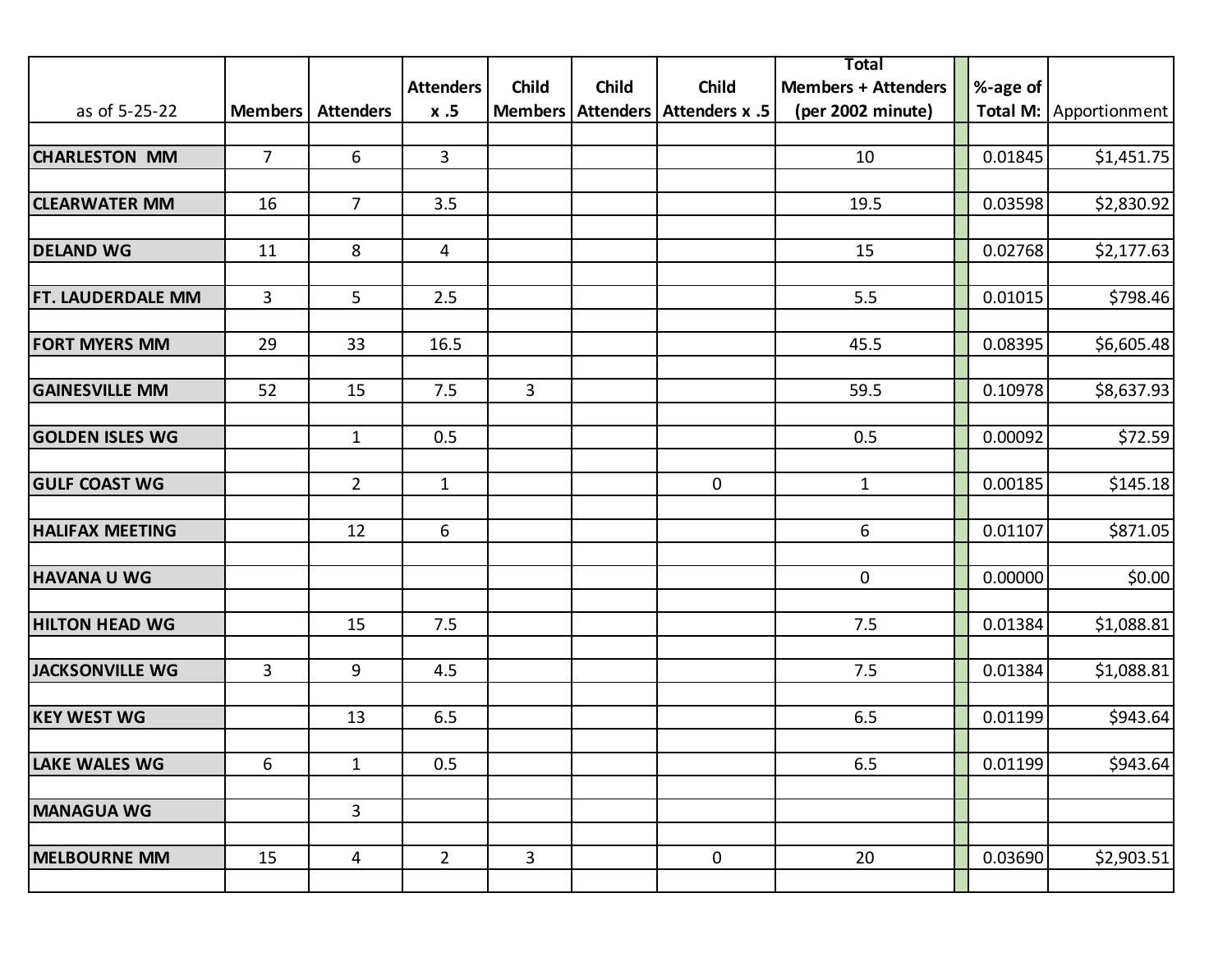| as of 5-25-22 | Members | Attenders | Attenders x .5 | Child Members | Child Attenders | Child Attenders x .5 | Total Members + Attenders (per 2002 minute) | %-age of Total M: | Apportionment |
|---|---|---|---|---|---|---|---|---|---|
| **CHARLESTON MM** | 7 | 6 | 3 | | | | 10 | 0.01845 | $1,451.75 |
| **CLEARWATER MM** | 16 | 7 | 3.5 | | | | 19.5 | 0.03598 | $2,830.92 |
| **DELAND WG** | 11 | 8 | 4 | | | | 15 | 0.02768 | $2,177.63 |
| **FT. LAUDERDALE MM** | 3 | 5 | 2.5 | | | | 5.5 | 0.01015 | $798.46 |
| **FORT MYERS MM** | 29 | 33 | 16.5 | | | | 45.5 | 0.08395 | $6,605.48 |
| **GAINESVILLE MM** | 52 | 15 | 7.5 | 3 | | | 59.5 | 0.10978 | $8,637.93 |
| **GOLDEN ISLES WG** | | 1 | 0.5 | | | | 0.5 | 0.00092 | $72.59 |
| **GULF COAST WG** | | 2 | 1 | | | 0 | 1 | 0.00185 | $145.18 |
| **HALIFAX MEETING** | | 12 | 6 | | | | 6 | 0.01107 | $871.05 |
| **HAVANA U WG** | | | | | | | 0 | 0.00000 | $0.00 |
| **HILTON HEAD WG** | | 15 | 7.5 | | | | 7.5 | 0.01384 | $1,088.81 |
| **JACKSONVILLE WG** | 3 | 9 | 4.5 | | | | 7.5 | 0.01384 | $1,088.81 |
| **KEY WEST WG** | | 13 | 6.5 | | | | 6.5 | 0.01199 | $943.64 |
| **LAKE WALES WG** | 6 | 1 | 0.5 | | | | 6.5 | 0.01199 | $943.64 |
| **MANAGUA WG** | | 3 | | | | | | | |
| **MELBOURNE MM** | 15 | 4 | 2 | 3 | | 0 | 20 | 0.03690 | $2,903.51 |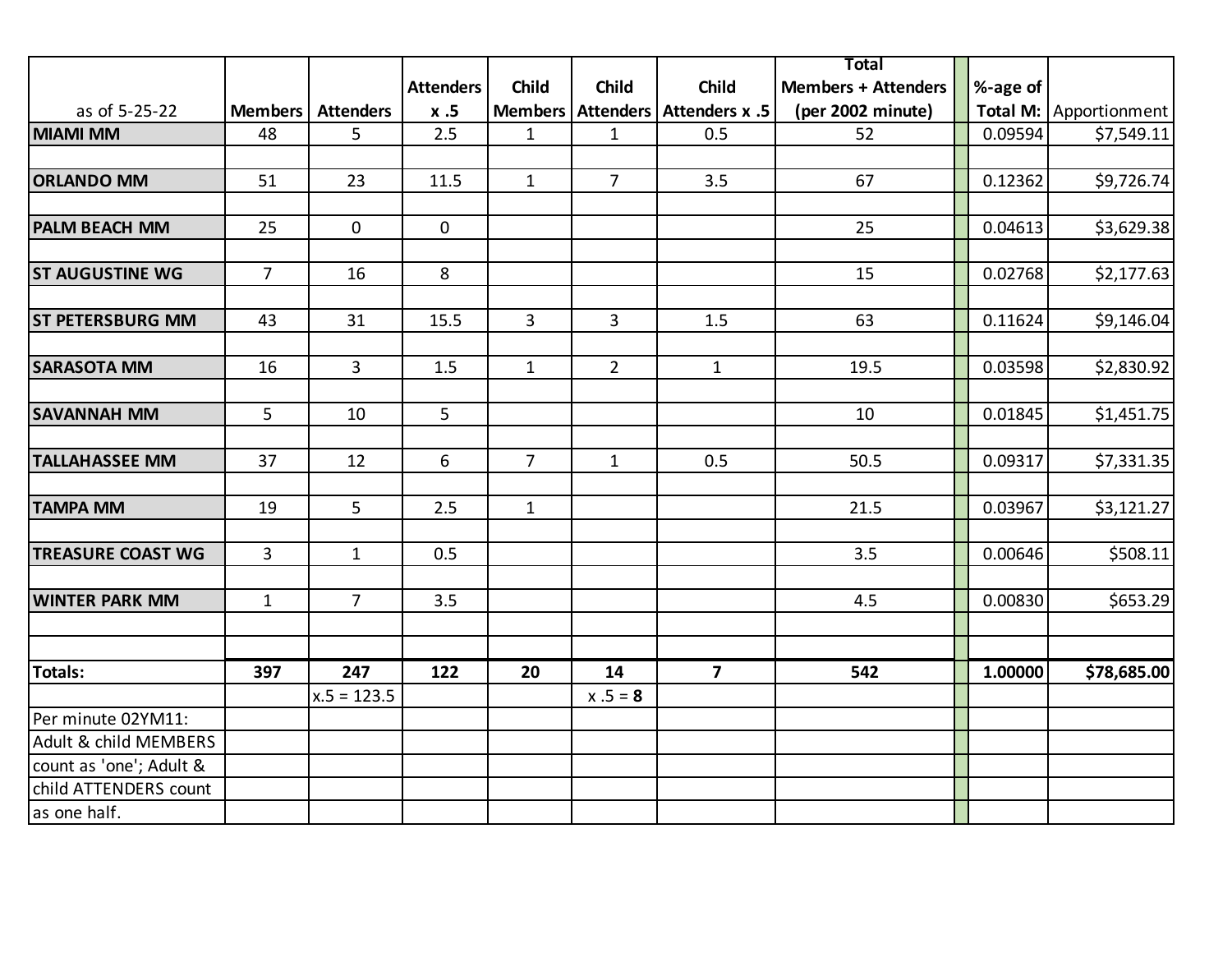| as of 5-25-22 | Members | Attenders | Attenders x .5 | Child Members | Child Attenders | Child Attenders x .5 | Total Members + Attenders (per 2002 minute) | | %-age of Total M: | Apportionment |
|---|---|---|---|---|---|---|---|---|---|---|
| **MIAMI MM** | 48 | 5 | 2.5 | 1 | 1 | 0.5 | 52 | | 0.09594 | $7,549.11 |
| | | | | | | | | | | |
| **ORLANDO MM** | 51 | 23 | 11.5 | 1 | 7 | 3.5 | 67 | | 0.12362 | $9,726.74 |
| | | | | | | | | | | |
| **PALM BEACH MM** | 25 | 0 | 0 | | | | 25 | | 0.04613 | $3,629.38 |
| | | | | | | | | | | |
| **ST AUGUSTINE WG** | 7 | 16 | 8 | | | | 15 | | 0.02768 | $2,177.63 |
| | | | | | | | | | | |
| **ST PETERSBURG MM** | 43 | 31 | 15.5 | 3 | 3 | 1.5 | 63 | | 0.11624 | $9,146.04 |
| | | | | | | | | | | |
| **SARASOTA MM** | 16 | 3 | 1.5 | 1 | 2 | 1 | 19.5 | | 0.03598 | $2,830.92 |
| | | | | | | | | | | |
| **SAVANNAH MM** | 5 | 10 | 5 | | | | 10 | | 0.01845 | $1,451.75 |
| | | | | | | | | | | |
| **TALLAHASSEE MM** | 37 | 12 | 6 | 7 | 1 | 0.5 | 50.5 | | 0.09317 | $7,331.35 |
| | | | | | | | | | | |
| **TAMPA MM** | 19 | 5 | 2.5 | 1 | | | 21.5 | | 0.03967 | $3,121.27 |
| | | | | | | | | | | |
| **TREASURE COAST WG** | 3 | 1 | 0.5 | | | | 3.5 | | 0.00646 | $508.11 |
| | | | | | | | | | | |
| **WINTER PARK MM** | 1 | 7 | 3.5 | | | | 4.5 | | 0.00830 | $653.29 |
| | | | | | | | | | | |
| | | | | | | | | | | |
| **Totals:** | **397** | **247** | **122** | **20** | **14** | **7** | **542** | | **1.00000** | **$78,685.00** |
| | | x.5 = 123.5 | | | x .5 = **8** | | | | | |
| Per minute 02YM11: | | | | | | | | | | |
| Adult & child MEMBERS | | | | | | | | | | |
| count as 'one'; Adult & | | | | | | | | | | |
| child ATTENDERS count | | | | | | | | | | |
| as one half. | | | | | | | | | | |